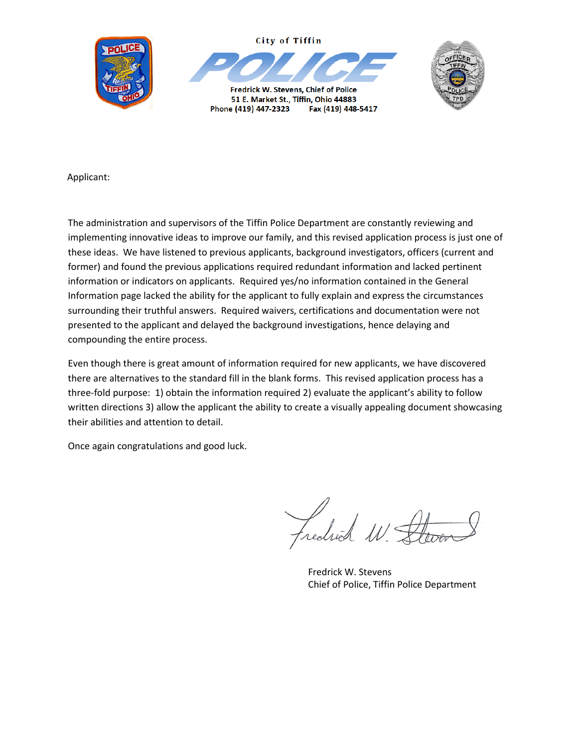City of Tiffin

# POLICE

**Fredrick W. Stevens, Chief of Police**
**51 E. Market St., Tiffin, Ohio 44883**
**Phone (419) 447-2323 Fax (419) 448-5417**

Applicant:

The administration and supervisors of the Tiffin Police Department are constantly reviewing and implementing innovative ideas to improve our family, and this revised application process is just one of these ideas. We have listened to previous applicants, background investigators, officers (current and former) and found the previous applications required redundant information and lacked pertinent information or indicators on applicants. Required yes/no information contained in the General Information page lacked the ability for the applicant to fully explain and express the circumstances surrounding their truthful answers. Required waivers, certifications and documentation were not presented to the applicant and delayed the background investigations, hence delaying and compounding the entire process.

Even though there is great amount of information required for new applicants, we have discovered there are alternatives to the standard fill in the blank forms. This revised application process has a three-fold purpose: 1) obtain the information required 2) evaluate the applicant's ability to follow written directions 3) allow the applicant the ability to create a visually appealing document showcasing their abilities and attention to detail.

Once again congratulations and good luck.

Fredrick W. Stevens
Chief of Police, Tiffin Police Department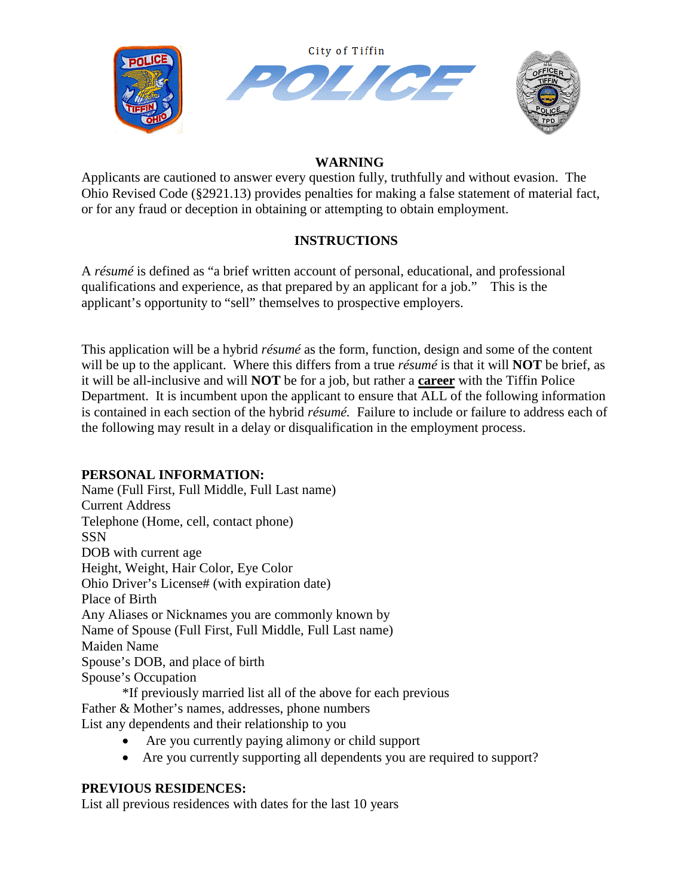City of Tiffin

POLICE

**WARNING**

Applicants are cautioned to answer every question fully, truthfully and without evasion. The Ohio Revised Code (§2921.13) provides penalties for making a false statement of material fact, or for any fraud or deception in obtaining or attempting to obtain employment.

**INSTRUCTIONS**

A *résumé* is defined as "a brief written account of personal, educational, and professional qualifications and experience, as that prepared by an applicant for a job." This is the applicant's opportunity to "sell" themselves to prospective employers.

This application will be a hybrid *résumé* as the form, function, design and some of the content will be up to the applicant. Where this differs from a true *résumé* is that it will **NOT** be brief, as it will be all-inclusive and will **NOT** be for a job, but rather a **<u>career</u>** with the Tiffin Police Department. It is incumbent upon the applicant to ensure that ALL of the following information is contained in each section of the hybrid *résumé.* Failure to include or failure to address each of the following may result in a delay or disqualification in the employment process.

**PERSONAL INFORMATION:**

Name (Full First, Full Middle, Full Last name)
Current Address
Telephone (Home, cell, contact phone)
SSN
DOB with current age
Height, Weight, Hair Color, Eye Color
Ohio Driver's License# (with expiration date)
Place of Birth
Any Aliases or Nicknames you are commonly known by
Name of Spouse (Full First, Full Middle, Full Last name)
Maiden Name
Spouse's DOB, and place of birth
Spouse's Occupation
*If previously married list all of the above for each previous
Father & Mother's names, addresses, phone numbers
List any dependents and their relationship to you

- Are you currently paying alimony or child support
- Are you currently supporting all dependents you are required to support?

**PREVIOUS RESIDENCES:**

List all previous residences with dates for the last 10 years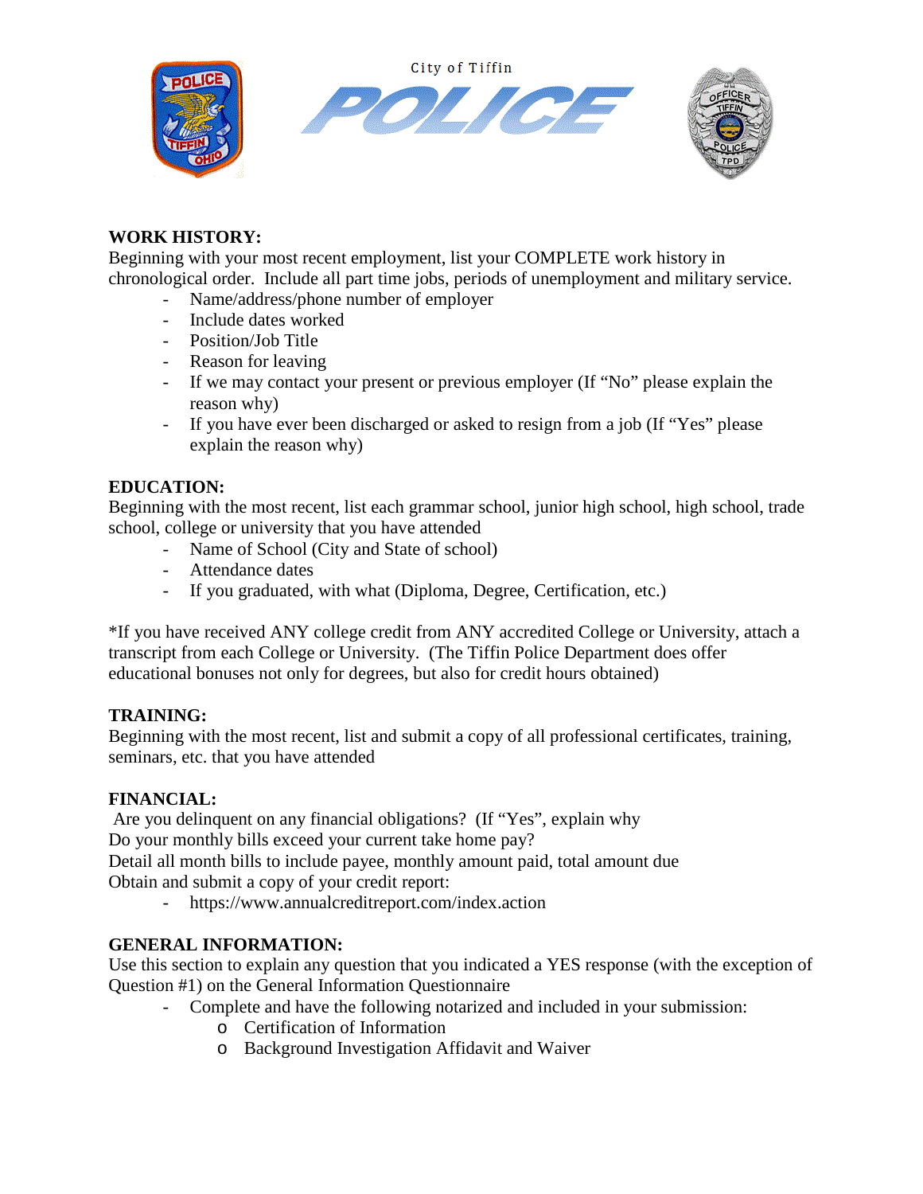City of Tiffin

POLICE

## WORK HISTORY:

Beginning with your most recent employment, list your COMPLETE work history in chronological order. Include all part time jobs, periods of unemployment and military service.

- Name/address/phone number of employer
- Include dates worked
- Position/Job Title
- Reason for leaving
- If we may contact your present or previous employer (If "No" please explain the reason why)
- If you have ever been discharged or asked to resign from a job (If "Yes" please explain the reason why)

## EDUCATION:

Beginning with the most recent, list each grammar school, junior high school, high school, trade school, college or university that you have attended

- Name of School (City and State of school)
- Attendance dates
- If you graduated, with what (Diploma, Degree, Certification, etc.)

*If you have received ANY college credit from ANY accredited College or University, attach a transcript from each College or University. (The Tiffin Police Department does offer educational bonuses not only for degrees, but also for credit hours obtained)

## TRAINING:

Beginning with the most recent, list and submit a copy of all professional certificates, training, seminars, etc. that you have attended

## FINANCIAL:

Are you delinquent on any financial obligations? (If "Yes", explain why
Do your monthly bills exceed your current take home pay?
Detail all month bills to include payee, monthly amount paid, total amount due
Obtain and submit a copy of your credit report:

- https://www.annualcreditreport.com/index.action

## GENERAL INFORMATION:

Use this section to explain any question that you indicated a YES response (with the exception of Question #1) on the General Information Questionnaire

- Complete and have the following notarized and included in your submission:
  - Certification of Information
  - Background Investigation Affidavit and Waiver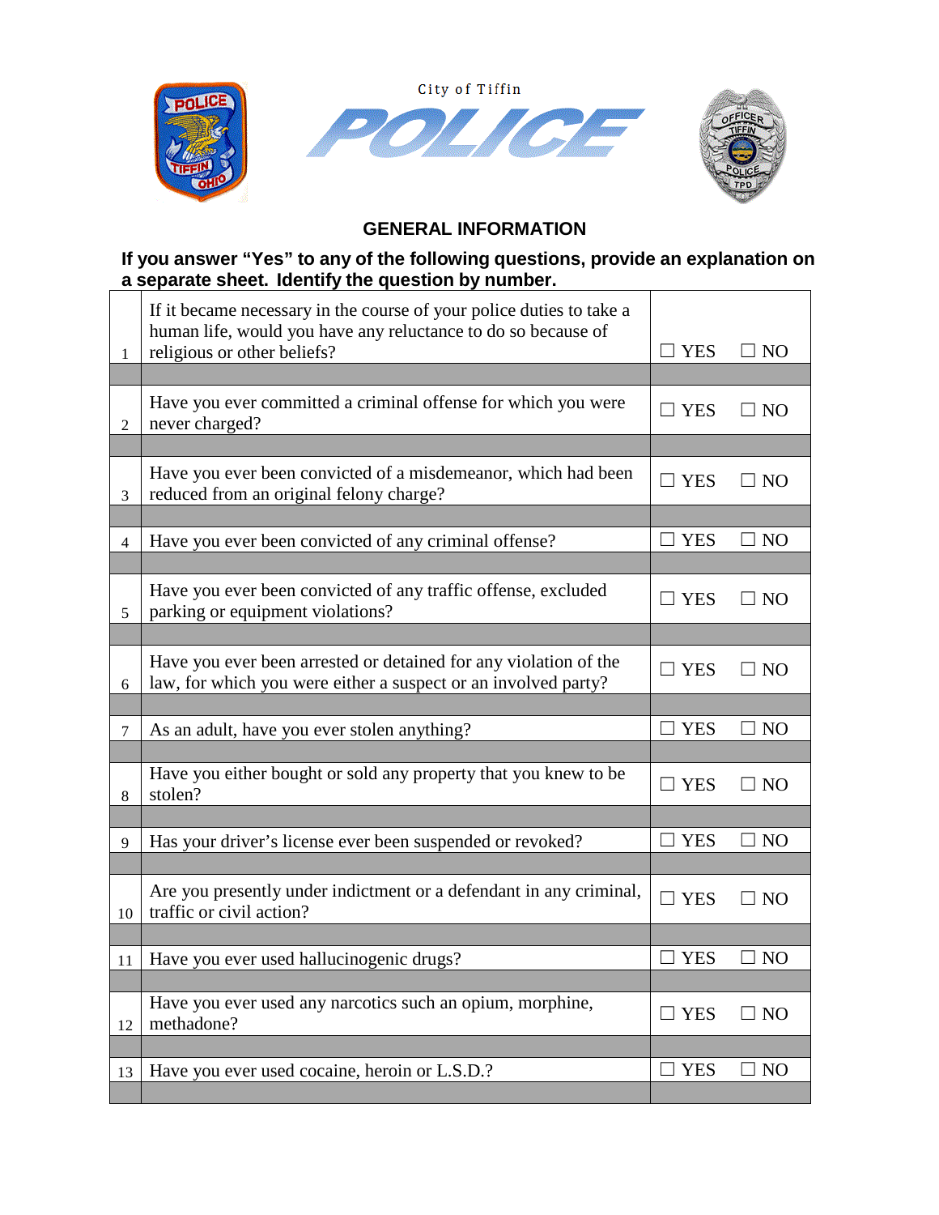City of Tiffin

# POLICE

## GENERAL INFORMATION

**If you answer "Yes" to any of the following questions, provide an explanation on a separate sheet. Identify the question by number.**

| # | Question | Answer |
|---|---|---|
| 1 | If it became necessary in the course of your police duties to take a human life, would you have any reluctance to do so because of religious or other beliefs? | ☐ YES ☐ NO |
| 2 | Have you ever committed a criminal offense for which you were never charged? | ☐ YES ☐ NO |
| 3 | Have you ever been convicted of a misdemeanor, which had been reduced from an original felony charge? | ☐ YES ☐ NO |
| 4 | Have you ever been convicted of any criminal offense? | ☐ YES ☐ NO |
| 5 | Have you ever been convicted of any traffic offense, excluded parking or equipment violations? | ☐ YES ☐ NO |
| 6 | Have you ever been arrested or detained for any violation of the law, for which you were either a suspect or an involved party? | ☐ YES ☐ NO |
| 7 | As an adult, have you ever stolen anything? | ☐ YES ☐ NO |
| 8 | Have you either bought or sold any property that you knew to be stolen? | ☐ YES ☐ NO |
| 9 | Has your driver's license ever been suspended or revoked? | ☐ YES ☐ NO |
| 10 | Are you presently under indictment or a defendant in any criminal, traffic or civil action? | ☐ YES ☐ NO |
| 11 | Have you ever used hallucinogenic drugs? | ☐ YES ☐ NO |
| 12 | Have you ever used any narcotics such an opium, morphine, methadone? | ☐ YES ☐ NO |
| 13 | Have you ever used cocaine, heroin or L.S.D.? | ☐ YES ☐ NO |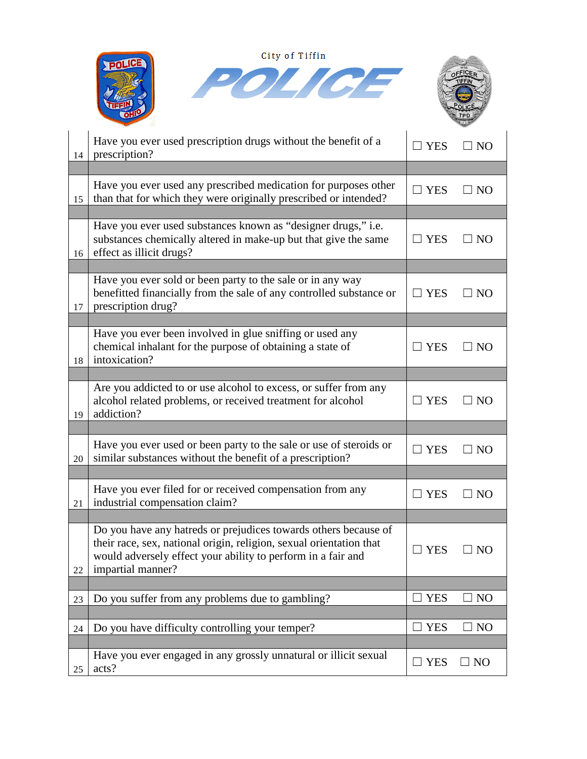City of Tiffin

POLICE

| | | |
|---|---|---|
| 14 | Have you ever used prescription drugs without the benefit of a prescription? | ☐ YES ☐ NO |
| 15 | Have you ever used any prescribed medication for purposes other than that for which they were originally prescribed or intended? | ☐ YES ☐ NO |
| 16 | Have you ever used substances known as “designer drugs,” i.e. substances chemically altered in make-up but that give the same effect as illicit drugs? | ☐ YES ☐ NO |
| 17 | Have you ever sold or been party to the sale or in any way benefitted financially from the sale of any controlled substance or prescription drug? | ☐ YES ☐ NO |
| 18 | Have you ever been involved in glue sniffing or used any chemical inhalant for the purpose of obtaining a state of intoxication? | ☐ YES ☐ NO |
| 19 | Are you addicted to or use alcohol to excess, or suffer from any alcohol related problems, or received treatment for alcohol addiction? | ☐ YES ☐ NO |
| 20 | Have you ever used or been party to the sale or use of steroids or similar substances without the benefit of a prescription? | ☐ YES ☐ NO |
| 21 | Have you ever filed for or received compensation from any industrial compensation claim? | ☐ YES ☐ NO |
| 22 | Do you have any hatreds or prejudices towards others because of their race, sex, national origin, religion, sexual orientation that would adversely effect your ability to perform in a fair and impartial manner? | ☐ YES ☐ NO |
| 23 | Do you suffer from any problems due to gambling? | ☐ YES ☐ NO |
| 24 | Do you have difficulty controlling your temper? | ☐ YES ☐ NO |
| 25 | Have you ever engaged in any grossly unnatural or illicit sexual acts? | ☐ YES ☐ NO |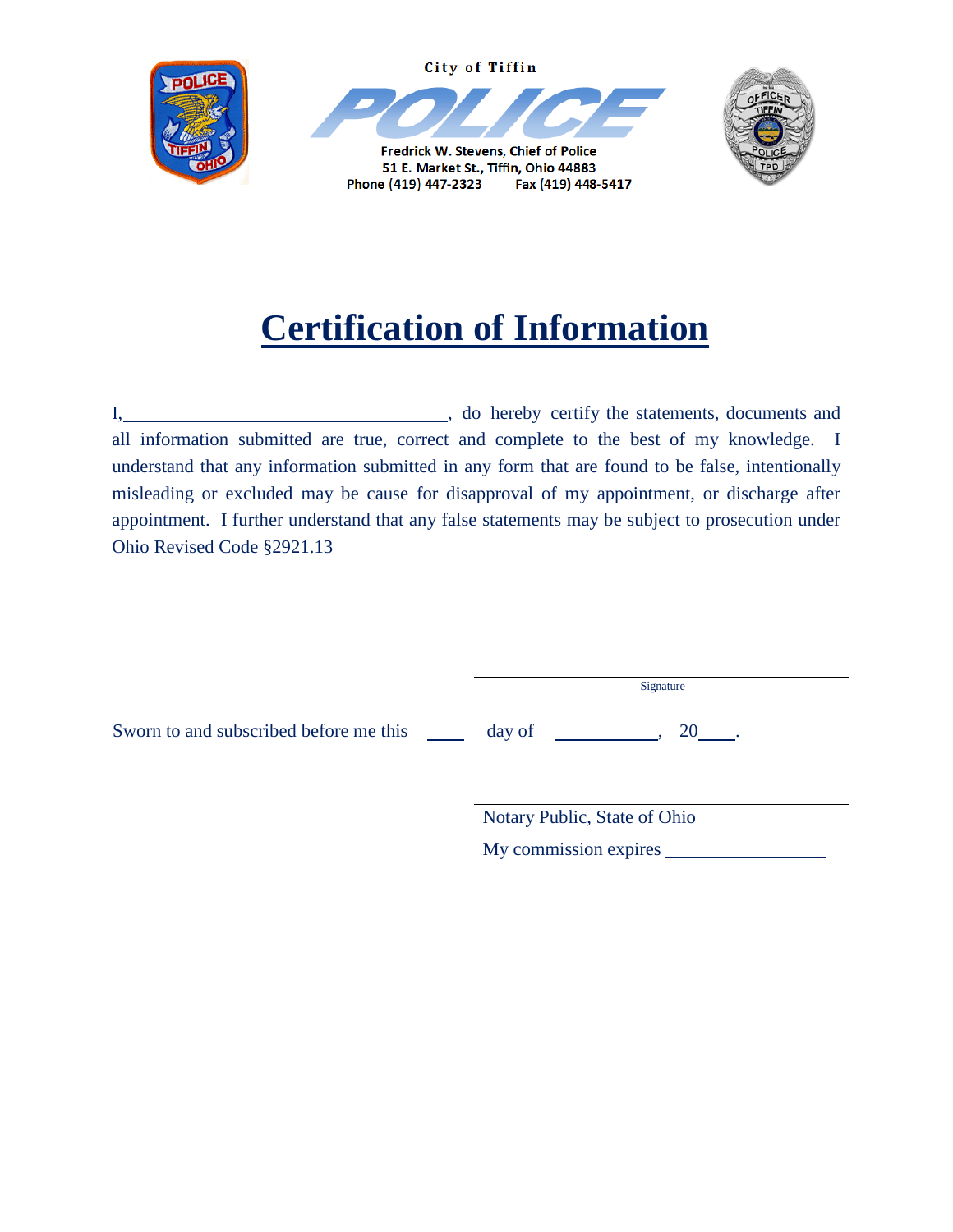City of Tiffin

POLICE

Fredrick W. Stevens, Chief of Police
51 E. Market St., Tiffin, Ohio 44883
Phone (419) 447-2323 Fax (419) 448-5417

# Certification of Information

I,\_\_\_\_\_\_\_\_\_\_\_\_\_\_\_\_\_\_\_\_\_\_\_\_\_\_\_\_\_\_\_\_\_\_\_, do hereby certify the statements, documents and all information submitted are true, correct and complete to the best of my knowledge. I understand that any information submitted in any form that are found to be false, intentionally misleading or excluded may be cause for disapproval of my appointment, or discharge after appointment. I further understand that any false statements may be subject to prosecution under Ohio Revised Code §2921.13

\_\_\_\_\_\_\_\_\_\_\_\_\_\_\_\_\_\_\_\_\_\_\_\_\_\_\_\_\_\_\_\_\_\_\_\_\_\_\_\_
Signature

Sworn to and subscribed before me this \_\_\_\_ day of \_\_\_\_\_\_\_\_\_\_\_, 20\_\_\_\_.

\_\_\_\_\_\_\_\_\_\_\_\_\_\_\_\_\_\_\_\_\_\_\_\_\_\_\_\_\_\_\_\_\_\_\_\_\_\_\_\_
Notary Public, State of Ohio

My commission expires \_\_\_\_\_\_\_\_\_\_\_\_\_\_\_\_\_\_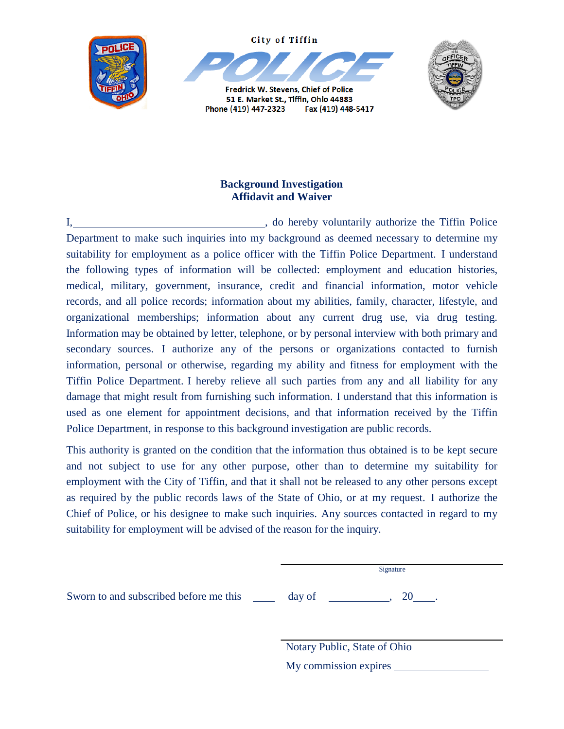City of Tiffin

POLICE

Fredrick W. Stevens, Chief of Police
51 E. Market St., Tiffin, Ohio 44883
Phone (419) 447-2323 Fax (419) 448-5417

**Background Investigation**
**Affidavit and Waiver**

I,___________________________________, do hereby voluntarily authorize the Tiffin Police Department to make such inquiries into my background as deemed necessary to determine my suitability for employment as a police officer with the Tiffin Police Department. I understand the following types of information will be collected: employment and education histories, medical, military, government, insurance, credit and financial information, motor vehicle records, and all police records; information about my abilities, family, character, lifestyle, and organizational memberships; information about any current drug use, via drug testing. Information may be obtained by letter, telephone, or by personal interview with both primary and secondary sources. I authorize any of the persons or organizations contacted to furnish information, personal or otherwise, regarding my ability and fitness for employment with the Tiffin Police Department. I hereby relieve all such parties from any and all liability for any damage that might result from furnishing such information. I understand that this information is used as one element for appointment decisions, and that information received by the Tiffin Police Department, in response to this background investigation are public records.

This authority is granted on the condition that the information thus obtained is to be kept secure and not subject to use for any other purpose, other than to determine my suitability for employment with the City of Tiffin, and that it shall not be released to any other persons except as required by the public records laws of the State of Ohio, or at my request. I authorize the Chief of Police, or his designee to make such inquiries. Any sources contacted in regard to my suitability for employment will be advised of the reason for the inquiry.

______________________________________
Signature

Sworn to and subscribed before me this ____ day of ___________, 20____.

______________________________________
Notary Public, State of Ohio

My commission expires _________________